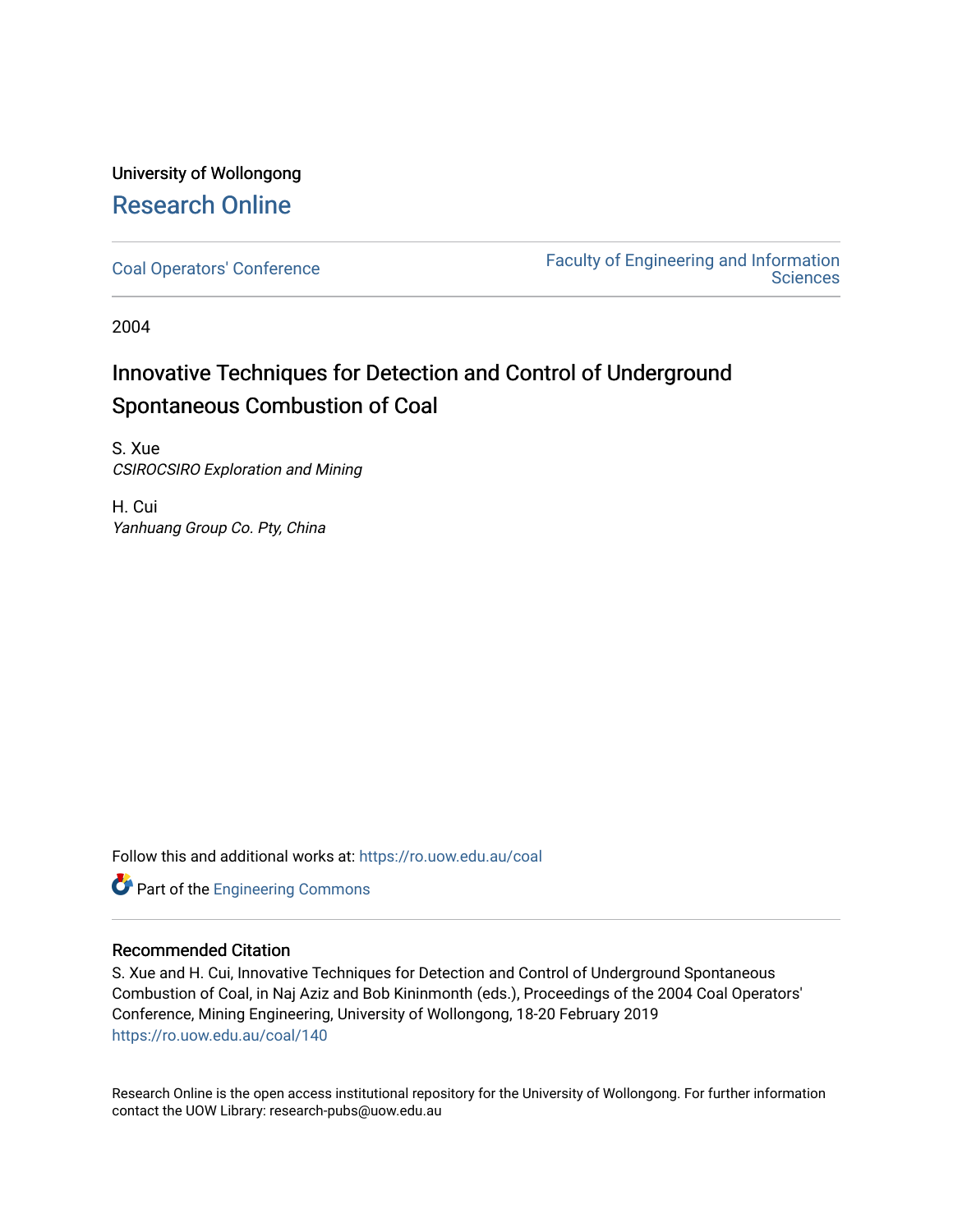University of Wollongong

# Research Online

Coal Operators' Conference

Faculty of Engineering and Information Sciences

2004

## Innovative Techniques for Detection and Control of Underground Spontaneous Combustion of Coal

S. Xue
*CSIROCSIRO Exploration and Mining*

H. Cui
*Yanhuang Group Co. Pty, China*

Follow this and additional works at: https://ro.uow.edu.au/coal

Part of the Engineering Commons

### Recommended Citation

S. Xue and H. Cui, Innovative Techniques for Detection and Control of Underground Spontaneous Combustion of Coal, in Naj Aziz and Bob Kininmonth (eds.), Proceedings of the 2004 Coal Operators' Conference, Mining Engineering, University of Wollongong, 18-20 February 2019
https://ro.uow.edu.au/coal/140

Research Online is the open access institutional repository for the University of Wollongong. For further information contact the UOW Library: research-pubs@uow.edu.au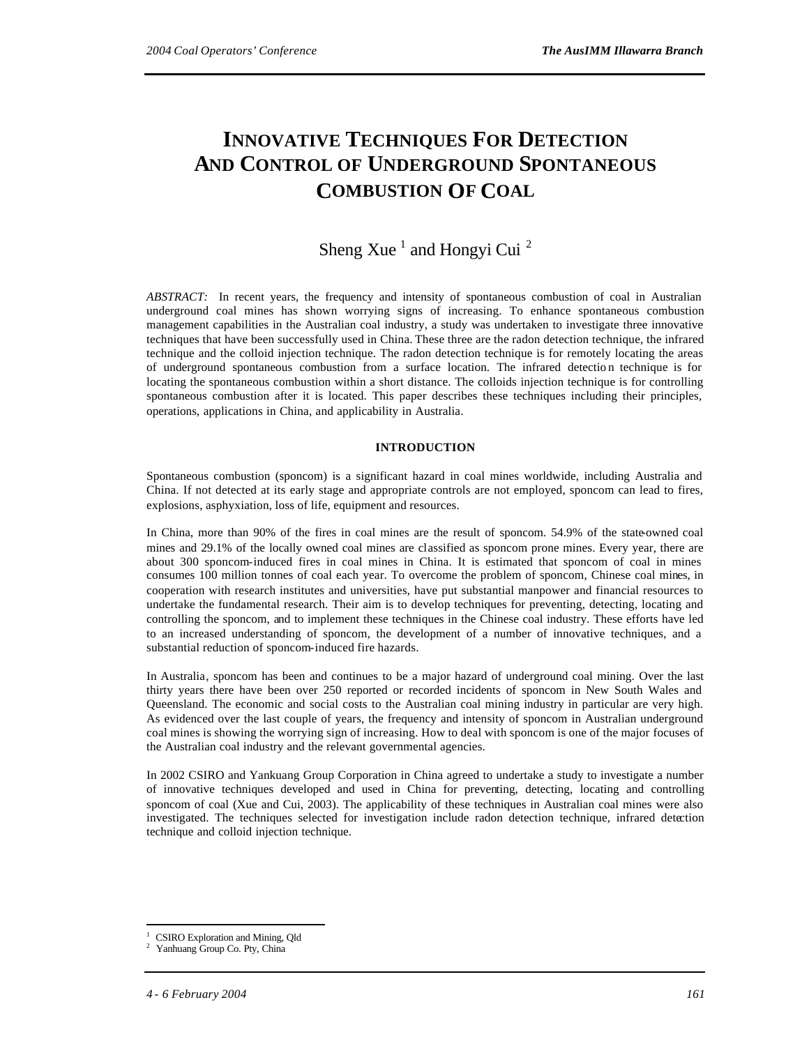# INNOVATIVE TECHNIQUES FOR DETECTION AND CONTROL OF UNDERGROUND SPONTANEOUS COMBUSTION OF COAL

Sheng Xue [1] and Hongyi Cui [2]

*ABSTRACT:* In recent years, the frequency and intensity of spontaneous combustion of coal in Australian underground coal mines has shown worrying signs of increasing. To enhance spontaneous combustion management capabilities in the Australian coal industry, a study was undertaken to investigate three innovative techniques that have been successfully used in China. These three are the radon detection technique, the infrared technique and the colloid injection technique. The radon detection technique is for remotely locating the areas of underground spontaneous combustion from a surface location. The infrared detection technique is for locating the spontaneous combustion within a short distance. The colloids injection technique is for controlling spontaneous combustion after it is located. This paper describes these techniques including their principles, operations, applications in China, and applicability in Australia.

## INTRODUCTION

Spontaneous combustion (sponcom) is a significant hazard in coal mines worldwide, including Australia and China. If not detected at its early stage and appropriate controls are not employed, sponcom can lead to fires, explosions, asphyxiation, loss of life, equipment and resources.

In China, more than 90% of the fires in coal mines are the result of sponcom. 54.9% of the state-owned coal mines and 29.1% of the locally owned coal mines are classified as sponcom prone mines. Every year, there are about 300 sponcom-induced fires in coal mines in China. It is estimated that sponcom of coal in mines consumes 100 million tonnes of coal each year. To overcome the problem of sponcom, Chinese coal mines, in cooperation with research institutes and universities, have put substantial manpower and financial resources to undertake the fundamental research. Their aim is to develop techniques for preventing, detecting, locating and controlling the sponcom, and to implement these techniques in the Chinese coal industry. These efforts have led to an increased understanding of sponcom, the development of a number of innovative techniques, and a substantial reduction of sponcom-induced fire hazards.

In Australia, sponcom has been and continues to be a major hazard of underground coal mining. Over the last thirty years there have been over 250 reported or recorded incidents of sponcom in New South Wales and Queensland. The economic and social costs to the Australian coal mining industry in particular are very high. As evidenced over the last couple of years, the frequency and intensity of sponcom in Australian underground coal mines is showing the worrying sign of increasing. How to deal with sponcom is one of the major focuses of the Australian coal industry and the relevant governmental agencies.

In 2002 CSIRO and Yankuang Group Corporation in China agreed to undertake a study to investigate a number of innovative techniques developed and used in China for preventing, detecting, locating and controlling sponcom of coal (Xue and Cui, 2003). The applicability of these techniques in Australian coal mines were also investigated. The techniques selected for investigation include radon detection technique, infrared detection technique and colloid injection technique.

---

[1] CSIRO Exploration and Mining, Qld
[2] Yanhuang Group Co. Pty, China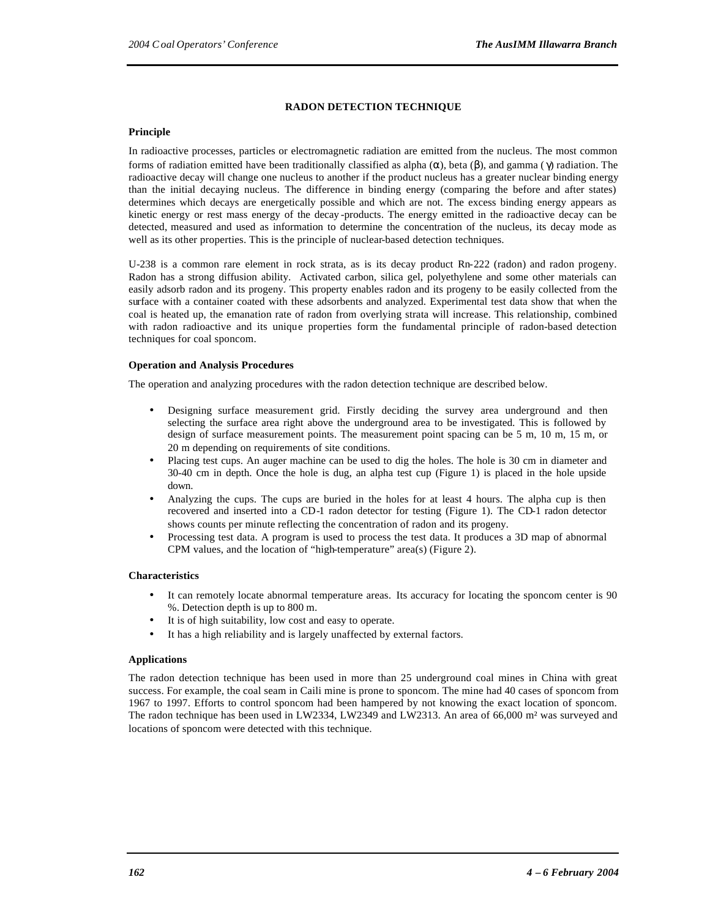## RADON DETECTION TECHNIQUE

### Principle

In radioactive processes, particles or electromagnetic radiation are emitted from the nucleus. The most common forms of radiation emitted have been traditionally classified as alpha ($\alpha$), beta ($\beta$), and gamma ($\gamma$) radiation. The radioactive decay will change one nucleus to another if the product nucleus has a greater nuclear binding energy than the initial decaying nucleus. The difference in binding energy (comparing the before and after states) determines which decays are energetically possible and which are not. The excess binding energy appears as kinetic energy or rest mass energy of the decay-products. The energy emitted in the radioactive decay can be detected, measured and used as information to determine the concentration of the nucleus, its decay mode as well as its other properties. This is the principle of nuclear-based detection techniques.

U-238 is a common rare element in rock strata, as is its decay product Rn-222 (radon) and radon progeny. Radon has a strong diffusion ability. Activated carbon, silica gel, polyethylene and some other materials can easily adsorb radon and its progeny. This property enables radon and its progeny to be easily collected from the surface with a container coated with these adsorbents and analyzed. Experimental test data show that when the coal is heated up, the emanation rate of radon from overlying strata will increase. This relationship, combined with radon radioactive and its unique properties form the fundamental principle of radon-based detection techniques for coal sponcom.

### Operation and Analysis Procedures

The operation and analyzing procedures with the radon detection technique are described below.

- Designing surface measurement grid. Firstly deciding the survey area underground and then selecting the surface area right above the underground area to be investigated. This is followed by design of surface measurement points. The measurement point spacing can be 5 m, 10 m, 15 m, or 20 m depending on requirements of site conditions.
- Placing test cups. An auger machine can be used to dig the holes. The hole is 30 cm in diameter and 30-40 cm in depth. Once the hole is dug, an alpha test cup (Figure 1) is placed in the hole upside down.
- Analyzing the cups. The cups are buried in the holes for at least 4 hours. The alpha cup is then recovered and inserted into a CD-1 radon detector for testing (Figure 1). The CD-1 radon detector shows counts per minute reflecting the concentration of radon and its progeny.
- Processing test data. A program is used to process the test data. It produces a 3D map of abnormal CPM values, and the location of "high-temperature" area(s) (Figure 2).

### Characteristics

- It can remotely locate abnormal temperature areas. Its accuracy for locating the sponcom center is 90 %. Detection depth is up to 800 m.
- It is of high suitability, low cost and easy to operate.
- It has a high reliability and is largely unaffected by external factors.

### Applications

The radon detection technique has been used in more than 25 underground coal mines in China with great success. For example, the coal seam in Caili mine is prone to sponcom. The mine had 40 cases of sponcom from 1967 to 1997. Efforts to control sponcom had been hampered by not knowing the exact location of sponcom. The radon technique has been used in LW2334, LW2349 and LW2313. An area of 66,000 m² was surveyed and locations of sponcom were detected with this technique.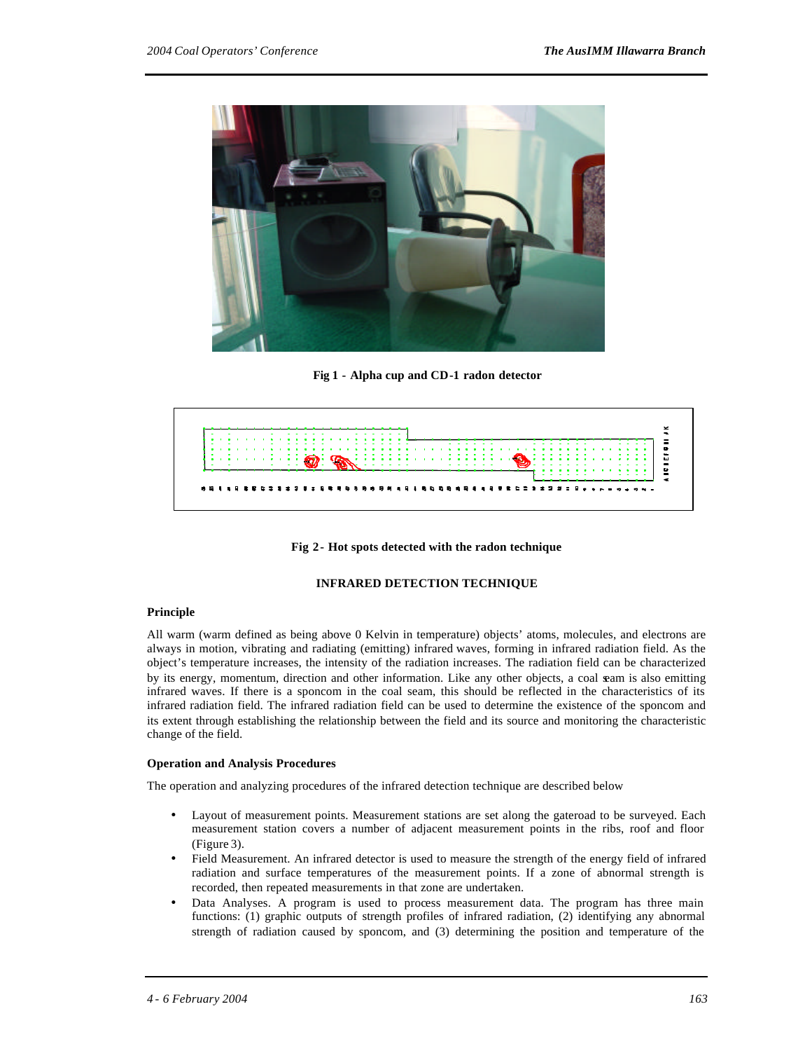Fig 1 - Alpha cup and CD-1 radon detector

Fig 2 - Hot spots detected with the radon technique

## INFRARED DETECTION TECHNIQUE

### Principle

All warm (warm defined as being above 0 Kelvin in temperature) objects' atoms, molecules, and electrons are always in motion, vibrating and radiating (emitting) infrared waves, forming in infrared radiation field. As the object's temperature increases, the intensity of the radiation increases. The radiation field can be characterized by its energy, momentum, direction and other information. Like any other objects, a coal seam is also emitting infrared waves. If there is a sponcom in the coal seam, this should be reflected in the characteristics of its infrared radiation field. The infrared radiation field can be used to determine the existence of the sponcom and its extent through establishing the relationship between the field and its source and monitoring the characteristic change of the field.

### Operation and Analysis Procedures

The operation and analyzing procedures of the infrared detection technique are described below

- Layout of measurement points. Measurement stations are set along the gateroad to be surveyed. Each measurement station covers a number of adjacent measurement points in the ribs, roof and floor (Figure 3).
- Field Measurement. An infrared detector is used to measure the strength of the energy field of infrared radiation and surface temperatures of the measurement points. If a zone of abnormal strength is recorded, then repeated measurements in that zone are undertaken.
- Data Analyses. A program is used to process measurement data. The program has three main functions: (1) graphic outputs of strength profiles of infrared radiation, (2) identifying any abnormal strength of radiation caused by sponcom, and (3) determining the position and temperature of the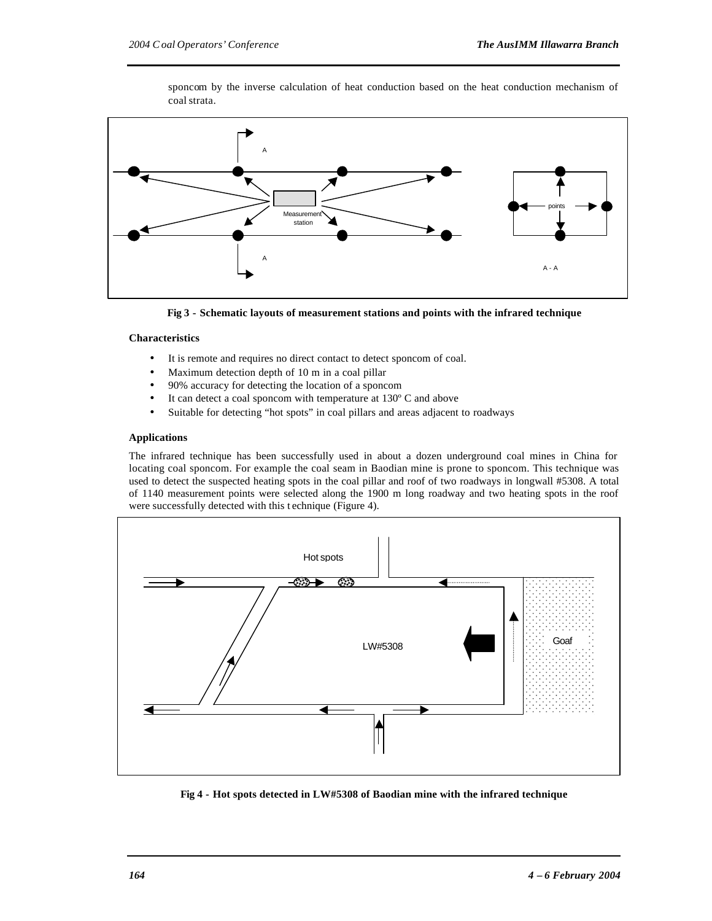sponcom by the inverse calculation of heat conduction based on the heat conduction mechanism of coal strata.

**Fig 3 - Schematic layouts of measurement stations and points with the infrared technique**

**Characteristics**

- It is remote and requires no direct contact to detect sponcom of coal.
- Maximum detection depth of 10 m in a coal pillar
- 90% accuracy for detecting the location of a sponcom
- It can detect a coal sponcom with temperature at 130º C and above
- Suitable for detecting "hot spots" in coal pillars and areas adjacent to roadways

**Applications**

The infrared technique has been successfully used in about a dozen underground coal mines in China for locating coal sponcom. For example the coal seam in Baodian mine is prone to sponcom. This technique was used to detect the suspected heating spots in the coal pillar and roof of two roadways in longwall #5308. A total of 1140 measurement points were selected along the 1900 m long roadway and two heating spots in the roof were successfully detected with this technique (Figure 4).

**Fig 4 - Hot spots detected in LW#5308 of Baodian mine with the infrared technique**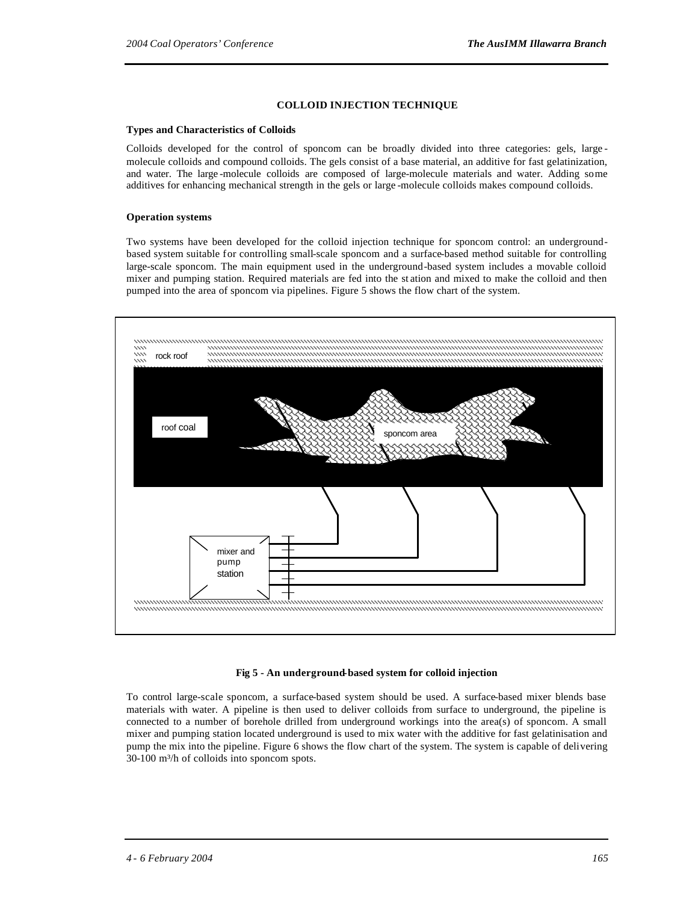### COLLOID INJECTION TECHNIQUE

#### Types and Characteristics of Colloids

Colloids developed for the control of sponcom can be broadly divided into three categories: gels, large-molecule colloids and compound colloids. The gels consist of a base material, an additive for fast gelatinization, and water. The large-molecule colloids are composed of large-molecule materials and water. Adding some additives for enhancing mechanical strength in the gels or large-molecule colloids makes compound colloids.

#### Operation systems

Two systems have been developed for the colloid injection technique for sponcom control: an underground-based system suitable for controlling small-scale sponcom and a surface-based method suitable for controlling large-scale sponcom. The main equipment used in the underground-based system includes a movable colloid mixer and pumping station. Required materials are fed into the station and mixed to make the colloid and then pumped into the area of sponcom via pipelines. Figure 5 shows the flow chart of the system.

rock roof

roof coal

sponcom area

mixer and pump station

**Fig 5 - An underground-based system for colloid injection**

To control large-scale sponcom, a surface-based system should be used. A surface-based mixer blends base materials with water. A pipeline is then used to deliver colloids from surface to underground, the pipeline is connected to a number of borehole drilled from underground workings into the area(s) of sponcom. A small mixer and pumping station located underground is used to mix water with the additive for fast gelatinisation and pump the mix into the pipeline. Figure 6 shows the flow chart of the system. The system is capable of delivering 30-100 $m^3/h$ of colloids into sponcom spots.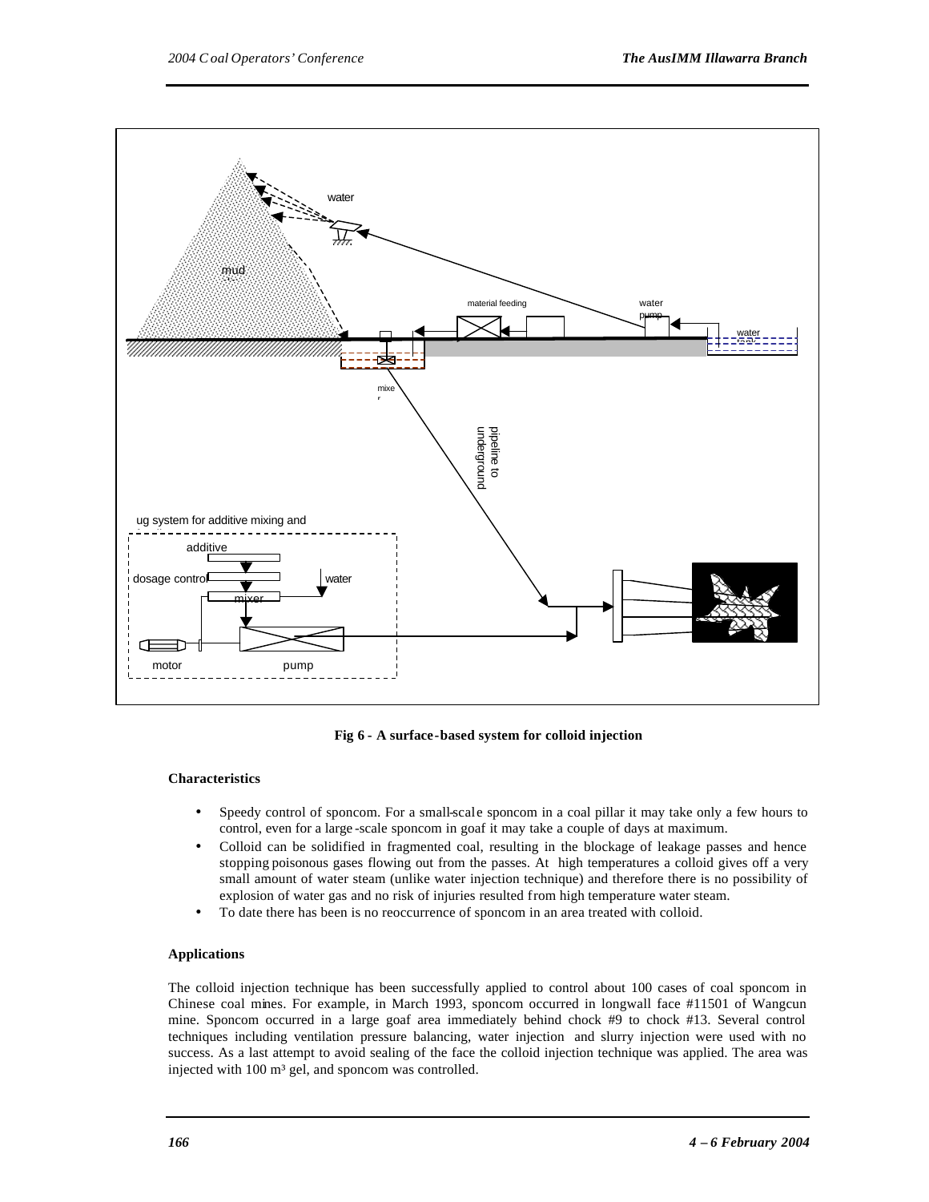Fig 6 - A surface-based system for colloid injection

**Characteristics**

- Speedy control of sponcom. For a small-scale sponcom in a coal pillar it may take only a few hours to control, even for a large-scale sponcom in goaf it may take a couple of days at maximum.
- Colloid can be solidified in fragmented coal, resulting in the blockage of leakage passes and hence stopping poisonous gases flowing out from the passes. At high temperatures a colloid gives off a very small amount of water steam (unlike water injection technique) and therefore there is no possibility of explosion of water gas and no risk of injuries resulted from high temperature water steam.
- To date there has been is no reoccurrence of sponcom in an area treated with colloid.

**Applications**

The colloid injection technique has been successfully applied to control about 100 cases of coal sponcom in Chinese coal mines. For example, in March 1993, sponcom occurred in longwall face #11501 of Wangcun mine. Sponcom occurred in a large goaf area immediately behind chock #9 to chock #13. Several control techniques including ventilation pressure balancing, water injection and slurry injection were used with no success. As a last attempt to avoid sealing of the face the colloid injection technique was applied. The area was injected with 100 m³ gel, and sponcom was controlled.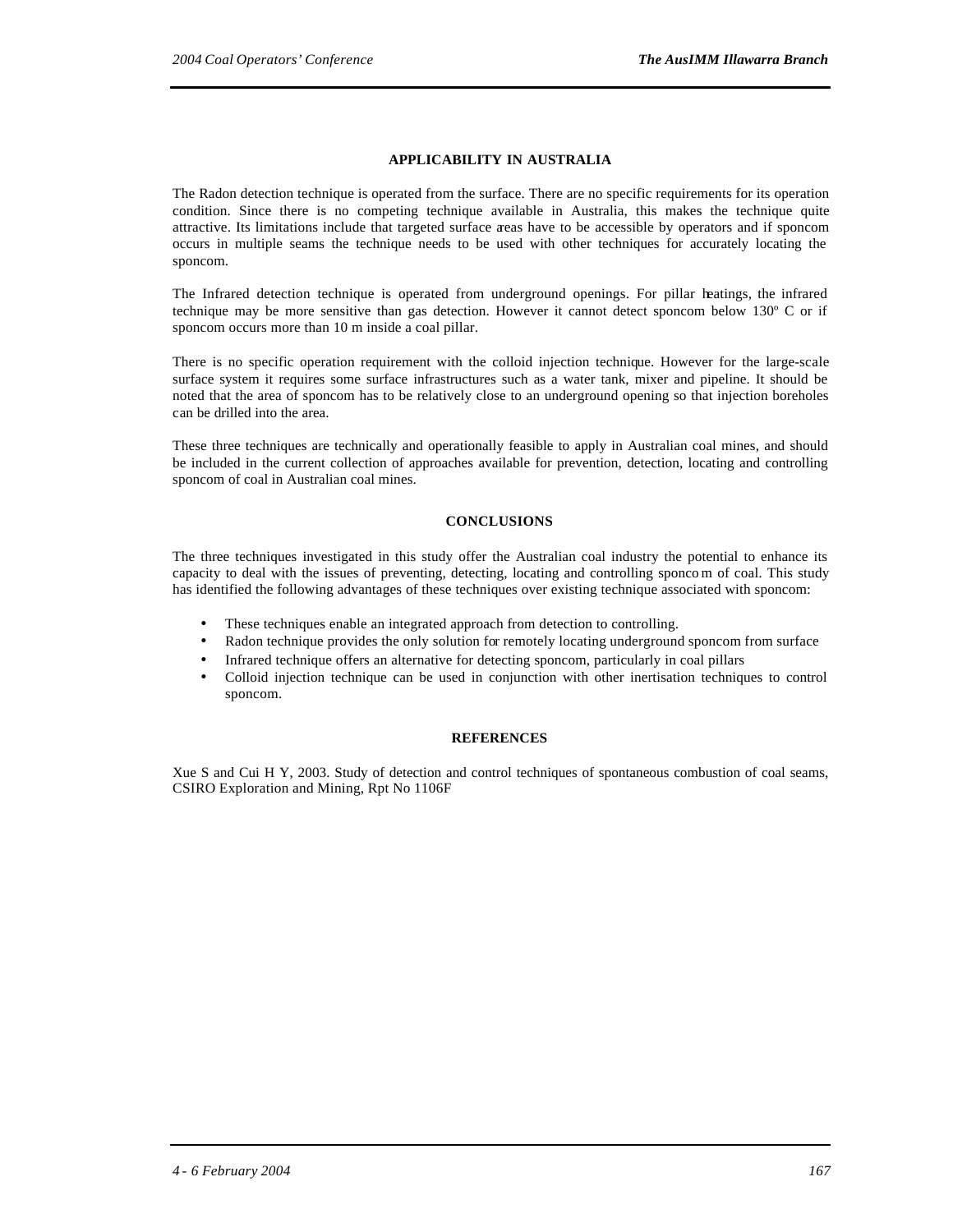## APPLICABILITY IN AUSTRALIA

The Radon detection technique is operated from the surface. There are no specific requirements for its operation condition. Since there is no competing technique available in Australia, this makes the technique quite attractive. Its limitations include that targeted surface areas have to be accessible by operators and if sponcom occurs in multiple seams the technique needs to be used with other techniques for accurately locating the sponcom.

The Infrared detection technique is operated from underground openings. For pillar heatings, the infrared technique may be more sensitive than gas detection. However it cannot detect sponcom below 130º C or if sponcom occurs more than 10 m inside a coal pillar.

There is no specific operation requirement with the colloid injection technique. However for the large-scale surface system it requires some surface infrastructures such as a water tank, mixer and pipeline. It should be noted that the area of sponcom has to be relatively close to an underground opening so that injection boreholes can be drilled into the area.

These three techniques are technically and operationally feasible to apply in Australian coal mines, and should be included in the current collection of approaches available for prevention, detection, locating and controlling sponcom of coal in Australian coal mines.

## CONCLUSIONS

The three techniques investigated in this study offer the Australian coal industry the potential to enhance its capacity to deal with the issues of preventing, detecting, locating and controlling sponcom of coal. This study has identified the following advantages of these techniques over existing technique associated with sponcom:

- These techniques enable an integrated approach from detection to controlling.
- Radon technique provides the only solution for remotely locating underground sponcom from surface
- Infrared technique offers an alternative for detecting sponcom, particularly in coal pillars
- Colloid injection technique can be used in conjunction with other inertisation techniques to control sponcom.

## REFERENCES

Xue S and Cui H Y, 2003. Study of detection and control techniques of spontaneous combustion of coal seams, CSIRO Exploration and Mining, Rpt No 1106F